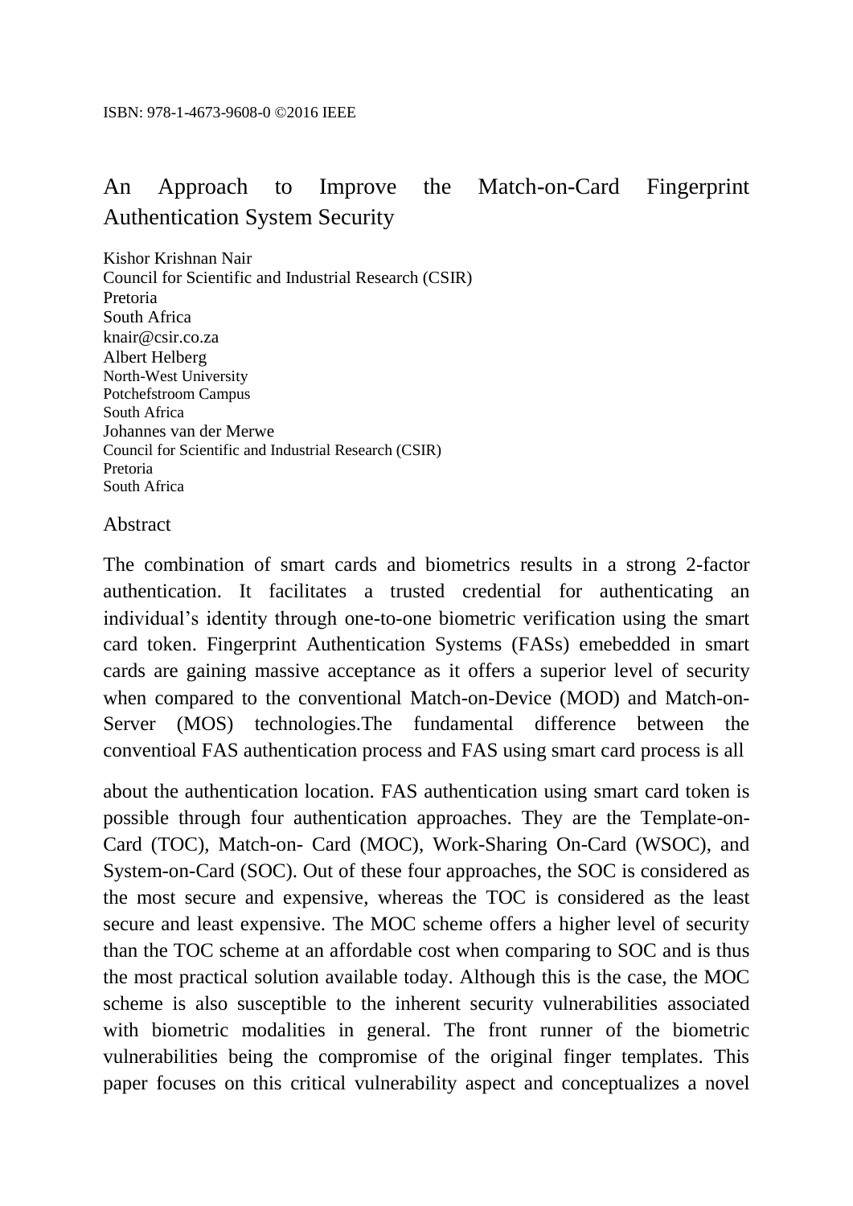ISBN: 978-1-4673-9608-0 ©2016 IEEE

# An Approach to Improve the Match-on-Card Fingerprint Authentication System Security

Kishor Krishnan Nair
Council for Scientific and Industrial Research (CSIR)
Pretoria
South Africa
knair@csir.co.za
Albert Helberg
North-West University
Potchefstroom Campus
South Africa
Johannes van der Merwe
Council for Scientific and Industrial Research (CSIR)
Pretoria
South Africa

## Abstract

The combination of smart cards and biometrics results in a strong 2-factor authentication. It facilitates a trusted credential for authenticating an individual's identity through one-to-one biometric verification using the smart card token. Fingerprint Authentication Systems (FASs) emebedded in smart cards are gaining massive acceptance as it offers a superior level of security when compared to the conventional Match-on-Device (MOD) and Match-on-Server (MOS) technologies.The fundamental difference between the conventioal FAS authentication process and FAS using smart card process is all about the authentication location. FAS authentication using smart card token is possible through four authentication approaches. They are the Template-on-Card (TOC), Match-on- Card (MOC), Work-Sharing On-Card (WSOC), and System-on-Card (SOC). Out of these four approaches, the SOC is considered as the most secure and expensive, whereas the TOC is considered as the least secure and least expensive. The MOC scheme offers a higher level of security than the TOC scheme at an affordable cost when comparing to SOC and is thus the most practical solution available today. Although this is the case, the MOC scheme is also susceptible to the inherent security vulnerabilities associated with biometric modalities in general. The front runner of the biometric vulnerabilities being the compromise of the original finger templates. This paper focuses on this critical vulnerability aspect and conceptualizes a novel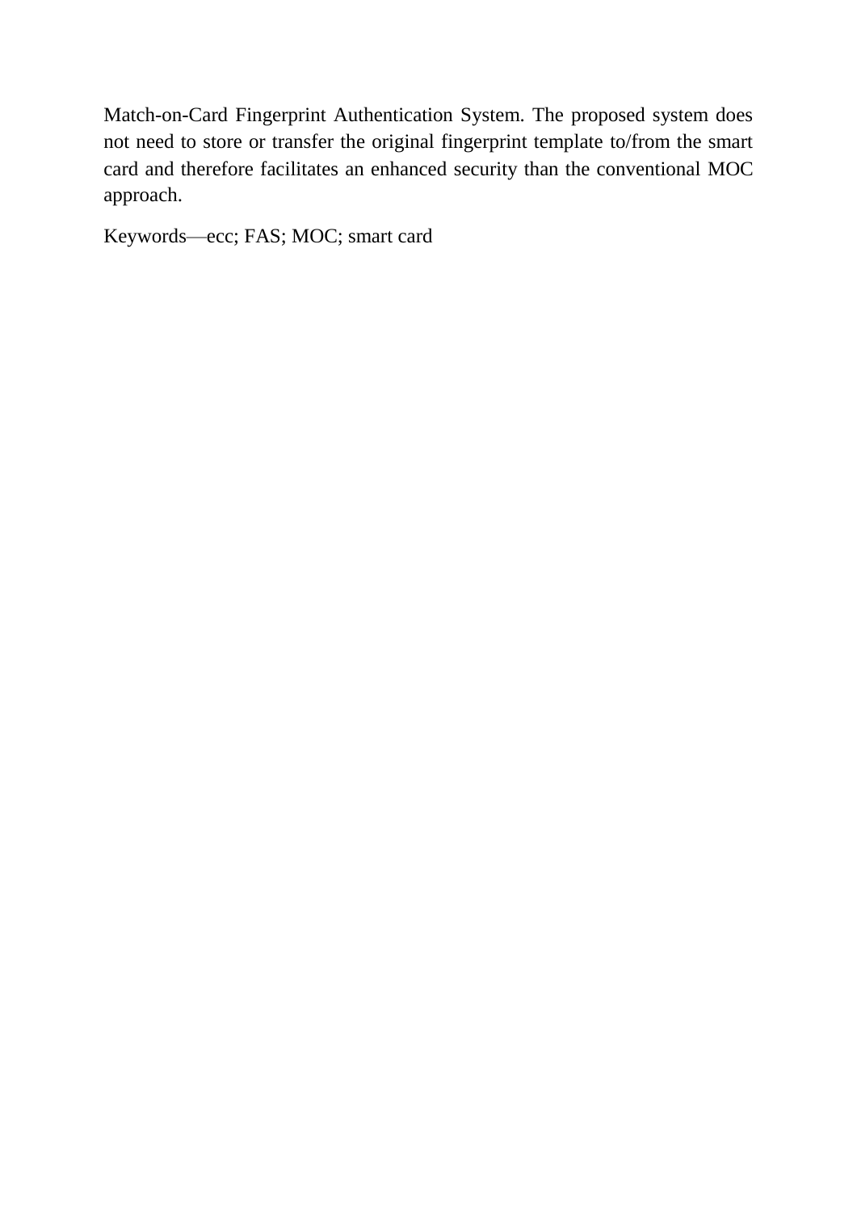Match-on-Card Fingerprint Authentication System. The proposed system does not need to store or transfer the original fingerprint template to/from the smart card and therefore facilitates an enhanced security than the conventional MOC approach.

Keywords—ecc; FAS; MOC; smart card